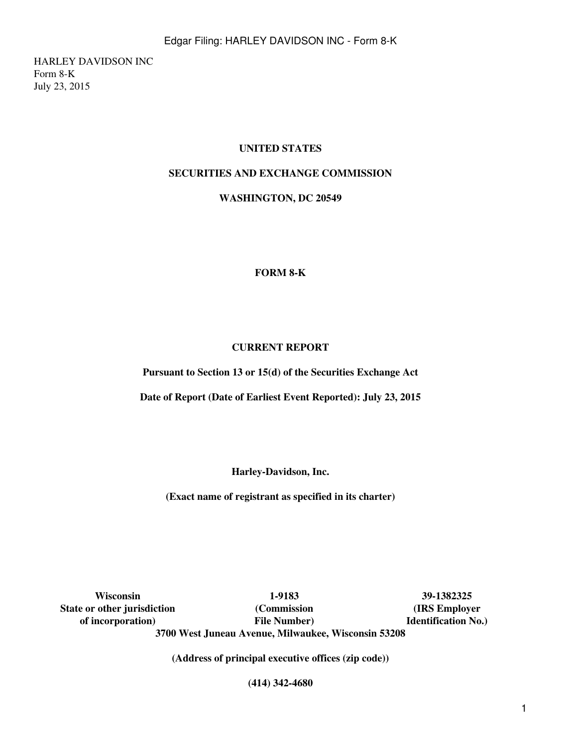HARLEY DAVIDSON INC
Form 8-K
July 23, 2015

**UNITED STATES**

**SECURITIES AND EXCHANGE COMMISSION**

**WASHINGTON, DC 20549**

**FORM 8-K**

**CURRENT REPORT**

**Pursuant to Section 13 or 15(d) of the Securities Exchange Act**

**Date of Report (Date of Earliest Event Reported): July 23, 2015**

**Harley-Davidson, Inc.**

**(Exact name of registrant as specified in its charter)**

| **Wisconsin** | **1-9183** | **39-1382325** |
|---|---|---|
| **State or other jurisdiction of incorporation)** | **(Commission File Number)** | **(IRS Employer Identification No.)** |

**3700 West Juneau Avenue, Milwaukee, Wisconsin 53208**

**(Address of principal executive offices (zip code))**

**(414) 342-4680**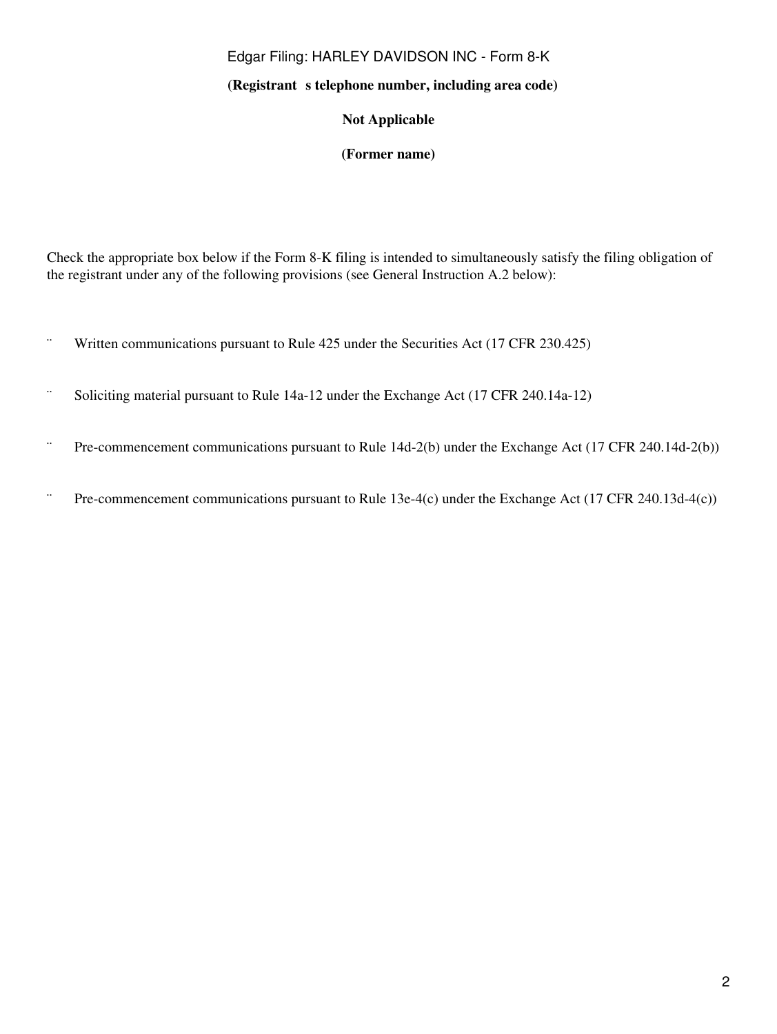**(Registrant s telephone number, including area code)**

**Not Applicable**

**(Former name)**

Check the appropriate box below if the Form 8-K filing is intended to simultaneously satisfy the filing obligation of the registrant under any of the following provisions (see General Instruction A.2 below):

¨ Written communications pursuant to Rule 425 under the Securities Act (17 CFR 230.425)

¨ Soliciting material pursuant to Rule 14a-12 under the Exchange Act (17 CFR 240.14a-12)

¨ Pre-commencement communications pursuant to Rule 14d-2(b) under the Exchange Act (17 CFR 240.14d-2(b))

¨ Pre-commencement communications pursuant to Rule 13e-4(c) under the Exchange Act (17 CFR 240.13d-4(c))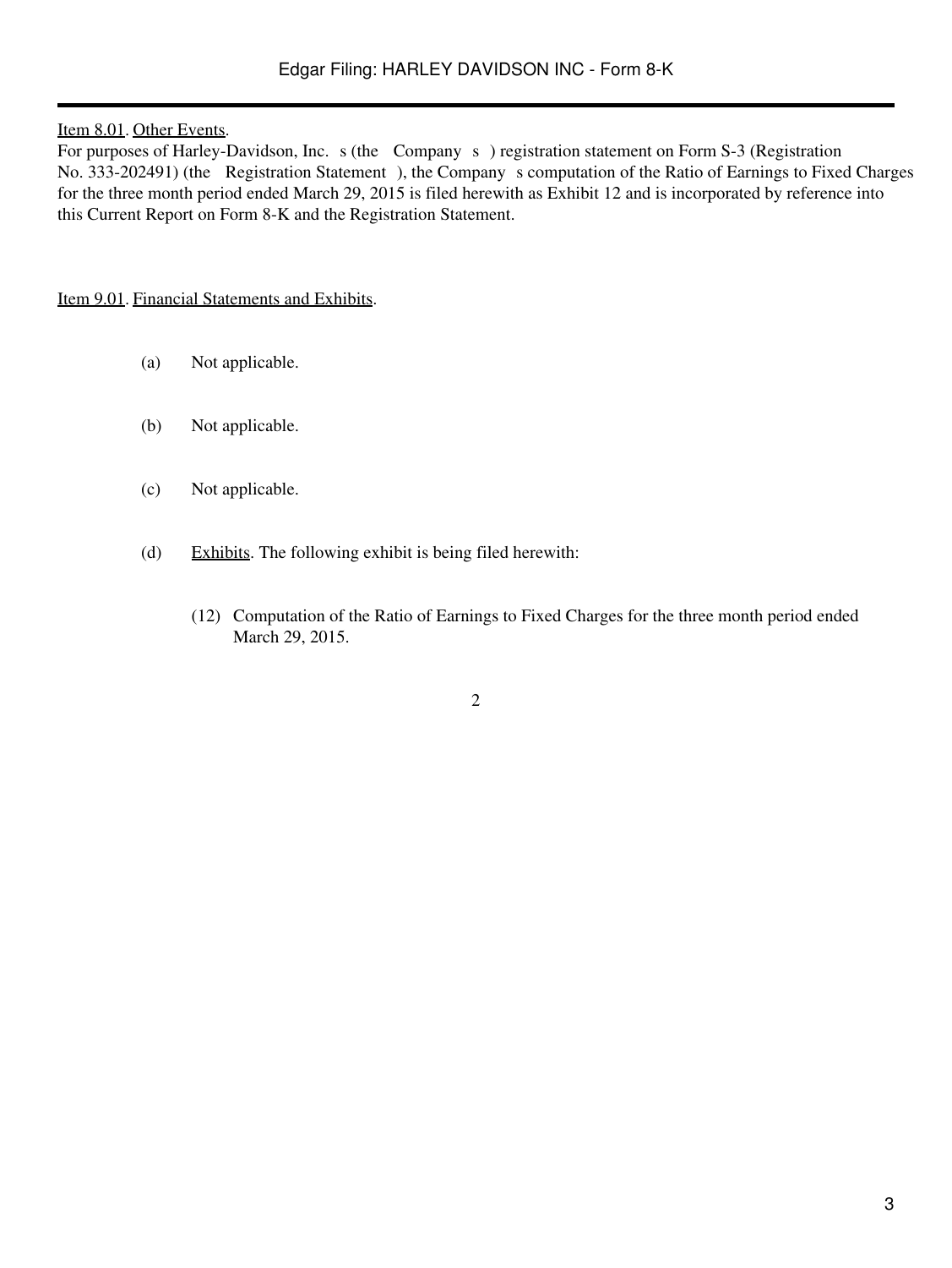Item 8.01. Other Events.

For purposes of Harley-Davidson, Inc. s (the Company s ) registration statement on Form S-3 (Registration No. 333-202491) (the Registration Statement ), the Company s computation of the Ratio of Earnings to Fixed Charges for the three month period ended March 29, 2015 is filed herewith as Exhibit 12 and is incorporated by reference into this Current Report on Form 8-K and the Registration Statement.

Item 9.01. Financial Statements and Exhibits.

(a) Not applicable.

(b) Not applicable.

(c) Not applicable.

(d) Exhibits. The following exhibit is being filed herewith:

(12) Computation of the Ratio of Earnings to Fixed Charges for the three month period ended March 29, 2015.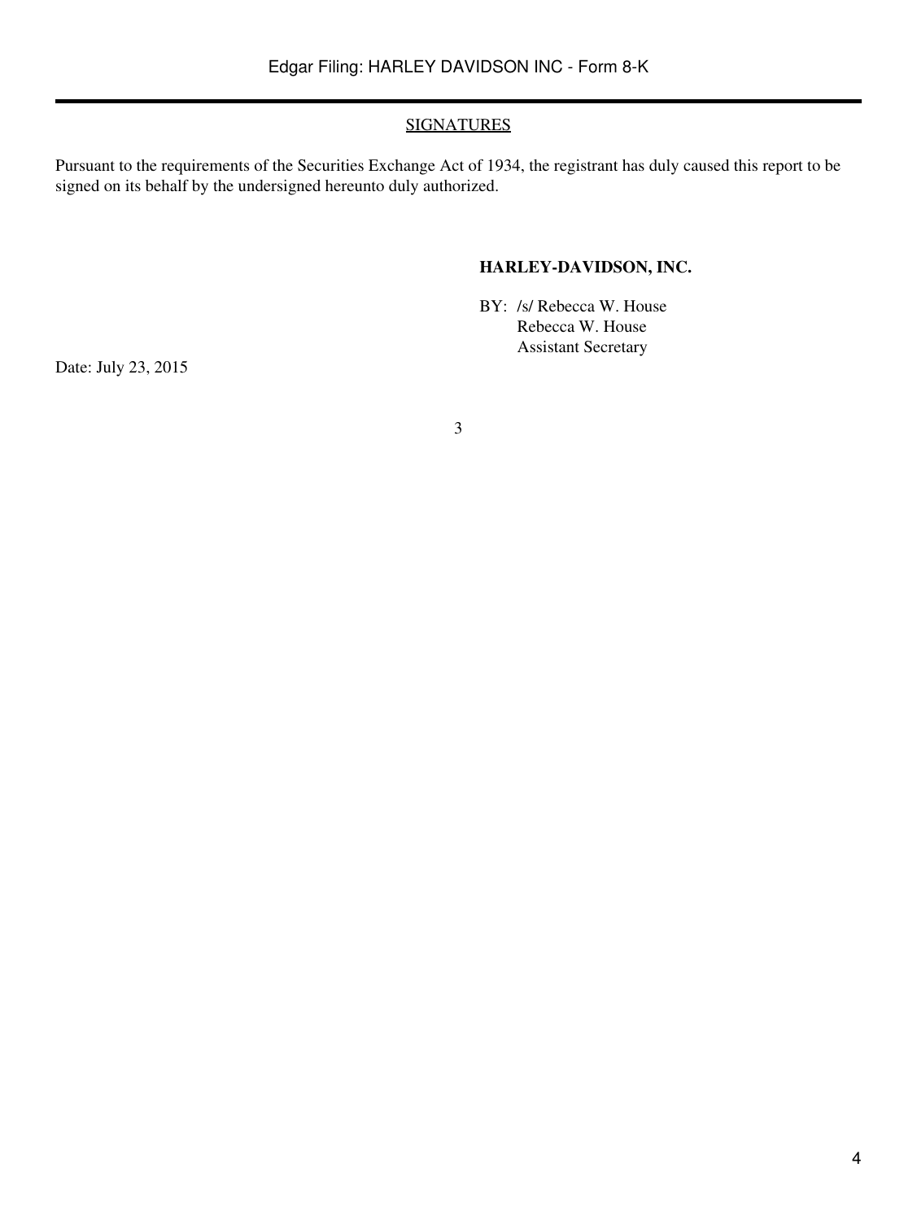## SIGNATURES

Pursuant to the requirements of the Securities Exchange Act of 1934, the registrant has duly caused this report to be signed on its behalf by the undersigned hereunto duly authorized.

**HARLEY-DAVIDSON, INC.**

BY: /s/ Rebecca W. House
Rebecca W. House
Assistant Secretary

Date: July 23, 2015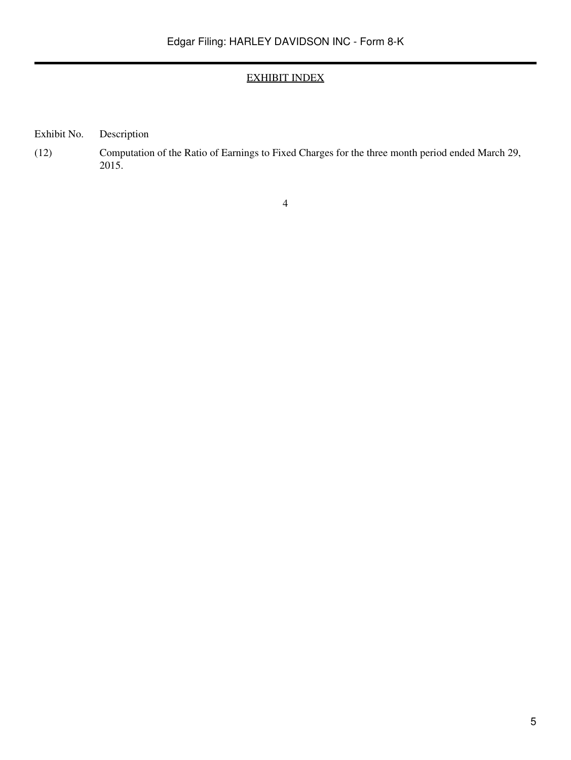## EXHIBIT INDEX

| Exhibit No. | Description |
| --- | --- |
| (12) | Computation of the Ratio of Earnings to Fixed Charges for the three month period ended March 29, 2015. |